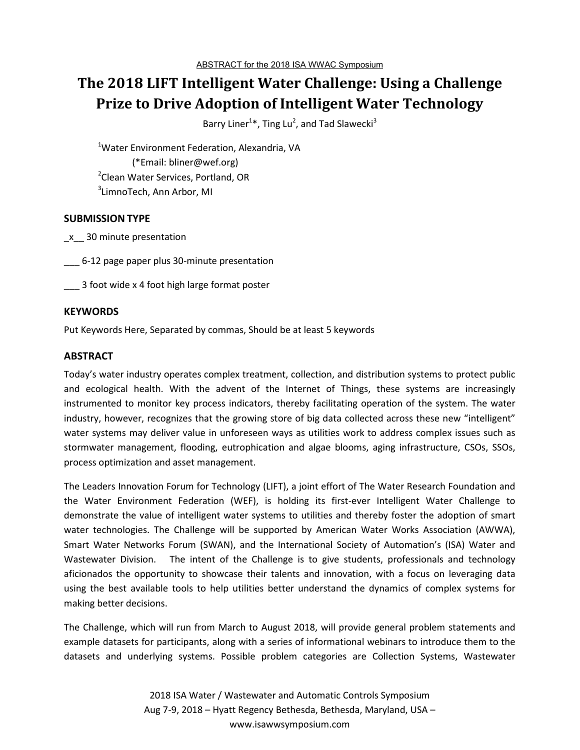ABSTRACT for the 2018 ISA WWAC Symposium

# The 2018 LIFT Intelligent Water Challenge: Using a Challenge Prize to Drive Adoption of Intelligent Water Technology

Barry Liner[1]*, Ting Lu[2], and Tad Slawecki[3]

[1]Water Environment Federation, Alexandria, VA
(*Email: bliner@wef.org)
[2]Clean Water Services, Portland, OR
[3]LimnoTech, Ann Arbor, MI

## SUBMISSION TYPE

_x__ 30 minute presentation

___ 6-12 page paper plus 30-minute presentation

___ 3 foot wide x 4 foot high large format poster

## KEYWORDS

Put Keywords Here, Separated by commas, Should be at least 5 keywords

## ABSTRACT

Today's water industry operates complex treatment, collection, and distribution systems to protect public and ecological health. With the advent of the Internet of Things, these systems are increasingly instrumented to monitor key process indicators, thereby facilitating operation of the system. The water industry, however, recognizes that the growing store of big data collected across these new "intelligent" water systems may deliver value in unforeseen ways as utilities work to address complex issues such as stormwater management, flooding, eutrophication and algae blooms, aging infrastructure, CSOs, SSOs, process optimization and asset management.

The Leaders Innovation Forum for Technology (LIFT), a joint effort of The Water Research Foundation and the Water Environment Federation (WEF), is holding its first-ever Intelligent Water Challenge to demonstrate the value of intelligent water systems to utilities and thereby foster the adoption of smart water technologies. The Challenge will be supported by American Water Works Association (AWWA), Smart Water Networks Forum (SWAN), and the International Society of Automation's (ISA) Water and Wastewater Division. The intent of the Challenge is to give students, professionals and technology aficionados the opportunity to showcase their talents and innovation, with a focus on leveraging data using the best available tools to help utilities better understand the dynamics of complex systems for making better decisions.

The Challenge, which will run from March to August 2018, will provide general problem statements and example datasets for participants, along with a series of informational webinars to introduce them to the datasets and underlying systems. Possible problem categories are Collection Systems, Wastewater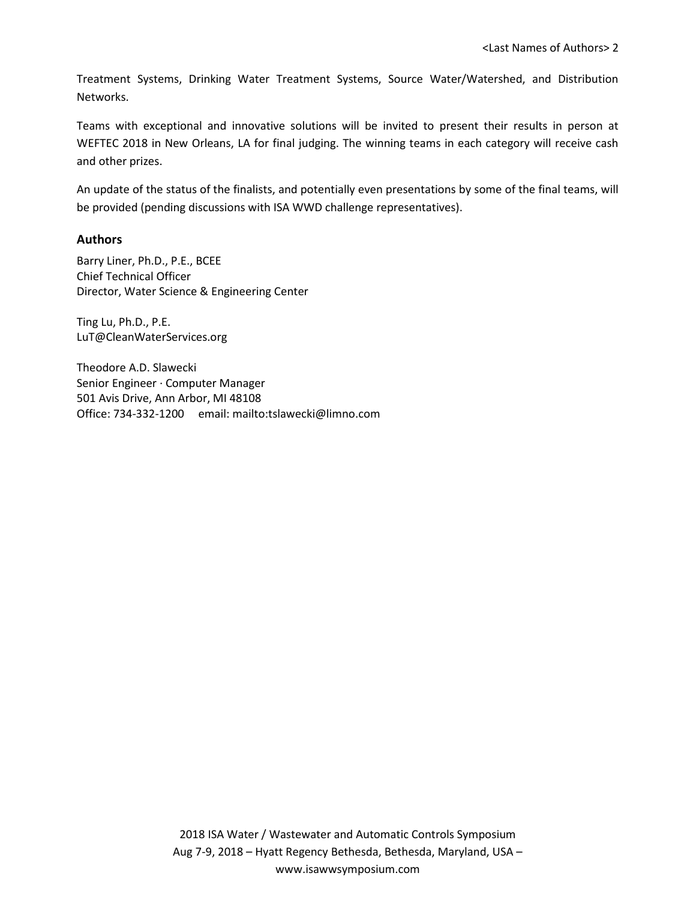Treatment Systems, Drinking Water Treatment Systems, Source Water/Watershed, and Distribution Networks.

Teams with exceptional and innovative solutions will be invited to present their results in person at WEFTEC 2018 in New Orleans, LA for final judging. The winning teams in each category will receive cash and other prizes.

An update of the status of the finalists, and potentially even presentations by some of the final teams, will be provided (pending discussions with ISA WWD challenge representatives).

## Authors

Barry Liner, Ph.D., P.E., BCEE
Chief Technical Officer
Director, Water Science & Engineering Center

Ting Lu, Ph.D., P.E.
LuT@CleanWaterServices.org

Theodore A.D. Slawecki
Senior Engineer · Computer Manager
501 Avis Drive, Ann Arbor, MI 48108
Office: 734-332-1200     email: mailto:tslawecki@limno.com